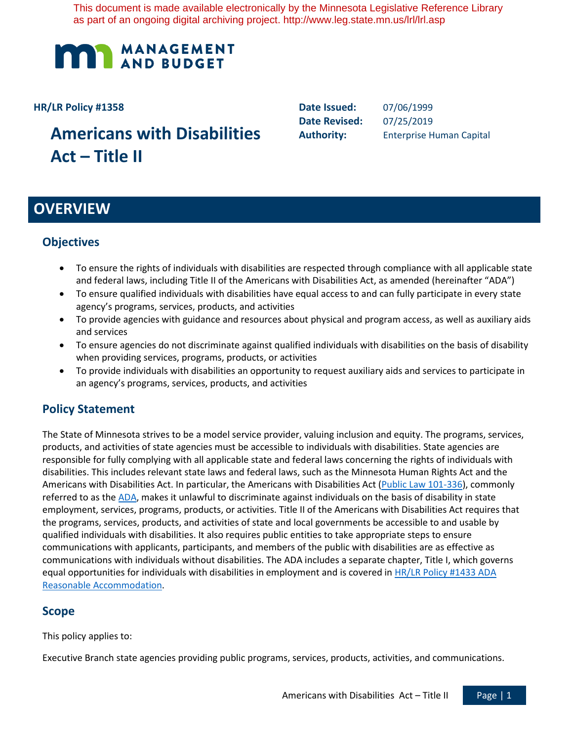This document is made available electronically by the Minnesota Legislative Reference Library as part of an ongoing digital archiving project. http://www.leg.state.mn.us/lrl/lrl.asp

MANAGEMENT AND BUDGET

**HR/LR Policy #1358**

# Americans with Disabilities Act – Title II

**Date Issued:** 07/06/1999
**Date Revised:** 07/25/2019
**Authority:** Enterprise Human Capital

## OVERVIEW

### Objectives

- To ensure the rights of individuals with disabilities are respected through compliance with all applicable state and federal laws, including Title II of the Americans with Disabilities Act, as amended (hereinafter "ADA")
- To ensure qualified individuals with disabilities have equal access to and can fully participate in every state agency's programs, services, products, and activities
- To provide agencies with guidance and resources about physical and program access, as well as auxiliary aids and services
- To ensure agencies do not discriminate against qualified individuals with disabilities on the basis of disability when providing services, programs, products, or activities
- To provide individuals with disabilities an opportunity to request auxiliary aids and services to participate in an agency's programs, services, products, and activities

### Policy Statement

The State of Minnesota strives to be a model service provider, valuing inclusion and equity. The programs, services, products, and activities of state agencies must be accessible to individuals with disabilities. State agencies are responsible for fully complying with all applicable state and federal laws concerning the rights of individuals with disabilities. This includes relevant state laws and federal laws, such as the Minnesota Human Rights Act and the Americans with Disabilities Act. In particular, the Americans with Disabilities Act (Public Law 101-336), commonly referred to as the ADA, makes it unlawful to discriminate against individuals on the basis of disability in state employment, services, programs, products, or activities. Title II of the Americans with Disabilities Act requires that the programs, services, products, and activities of state and local governments be accessible to and usable by qualified individuals with disabilities. It also requires public entities to take appropriate steps to ensure communications with applicants, participants, and members of the public with disabilities are as effective as communications with individuals without disabilities. The ADA includes a separate chapter, Title I, which governs equal opportunities for individuals with disabilities in employment and is covered in HR/LR Policy #1433 ADA Reasonable Accommodation.

### Scope

This policy applies to:

Executive Branch state agencies providing public programs, services, products, activities, and communications.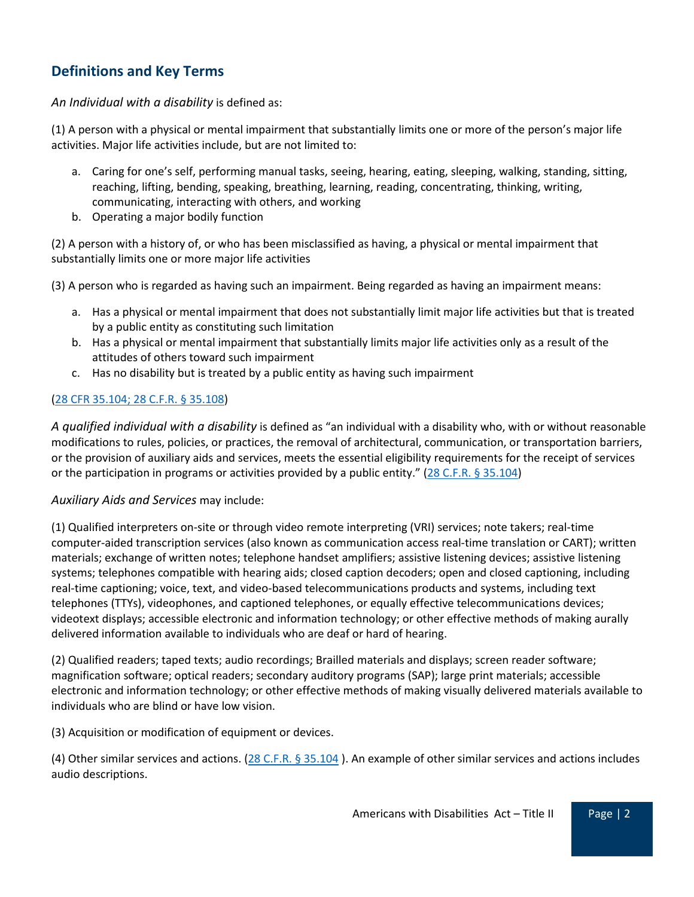## Definitions and Key Terms

*An Individual with a disability* is defined as:

(1) A person with a physical or mental impairment that substantially limits one or more of the person's major life activities. Major life activities include, but are not limited to:

a. Caring for one's self, performing manual tasks, seeing, hearing, eating, sleeping, walking, standing, sitting, reaching, lifting, bending, speaking, breathing, learning, reading, concentrating, thinking, writing, communicating, interacting with others, and working
b. Operating a major bodily function

(2) A person with a history of, or who has been misclassified as having, a physical or mental impairment that substantially limits one or more major life activities

(3) A person who is regarded as having such an impairment. Being regarded as having an impairment means:

a. Has a physical or mental impairment that does not substantially limit major life activities but that is treated by a public entity as constituting such limitation
b. Has a physical or mental impairment that substantially limits major life activities only as a result of the attitudes of others toward such impairment
c. Has no disability but is treated by a public entity as having such impairment

(28 CFR 35.104; 28 C.F.R. § 35.108)

*A qualified individual with a disability* is defined as "an individual with a disability who, with or without reasonable modifications to rules, policies, or practices, the removal of architectural, communication, or transportation barriers, or the provision of auxiliary aids and services, meets the essential eligibility requirements for the receipt of services or the participation in programs or activities provided by a public entity." (28 C.F.R. § 35.104)

*Auxiliary Aids and Services* may include:

(1) Qualified interpreters on-site or through video remote interpreting (VRI) services; note takers; real-time computer-aided transcription services (also known as communication access real-time translation or CART); written materials; exchange of written notes; telephone handset amplifiers; assistive listening devices; assistive listening systems; telephones compatible with hearing aids; closed caption decoders; open and closed captioning, including real-time captioning; voice, text, and video-based telecommunications products and systems, including text telephones (TTYs), videophones, and captioned telephones, or equally effective telecommunications devices; videotext displays; accessible electronic and information technology; or other effective methods of making aurally delivered information available to individuals who are deaf or hard of hearing.

(2) Qualified readers; taped texts; audio recordings; Brailled materials and displays; screen reader software; magnification software; optical readers; secondary auditory programs (SAP); large print materials; accessible electronic and information technology; or other effective methods of making visually delivered materials available to individuals who are blind or have low vision.

(3) Acquisition or modification of equipment or devices.

(4) Other similar services and actions. (28 C.F.R. § 35.104 ). An example of other similar services and actions includes audio descriptions.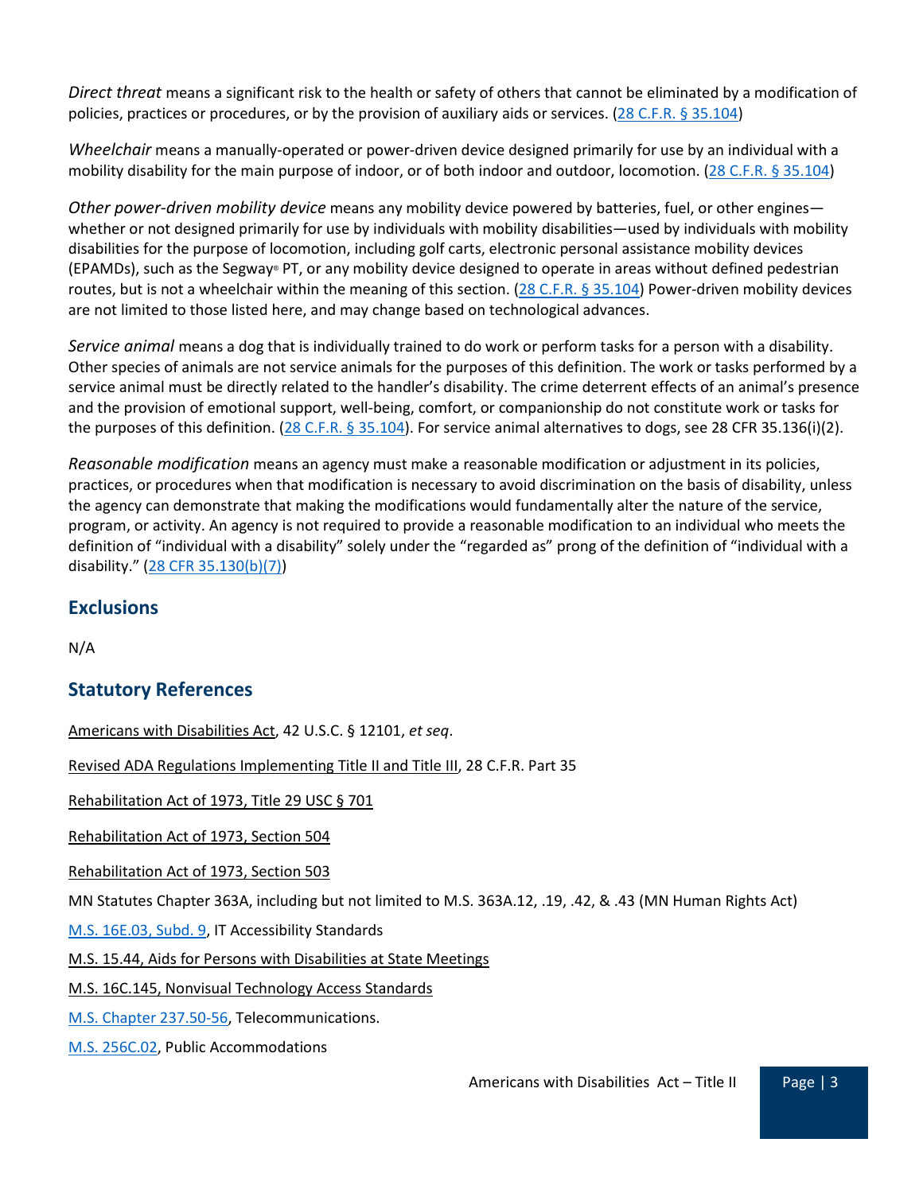*Direct threat* means a significant risk to the health or safety of others that cannot be eliminated by a modification of policies, practices or procedures, or by the provision of auxiliary aids or services. (28 C.F.R. § 35.104)

*Wheelchair* means a manually-operated or power-driven device designed primarily for use by an individual with a mobility disability for the main purpose of indoor, or of both indoor and outdoor, locomotion. (28 C.F.R. § 35.104)

*Other power-driven mobility device* means any mobility device powered by batteries, fuel, or other engines—whether or not designed primarily for use by individuals with mobility disabilities—used by individuals with mobility disabilities for the purpose of locomotion, including golf carts, electronic personal assistance mobility devices (EPAMDs), such as the Segway® PT, or any mobility device designed to operate in areas without defined pedestrian routes, but is not a wheelchair within the meaning of this section. (28 C.F.R. § 35.104) Power-driven mobility devices are not limited to those listed here, and may change based on technological advances.

*Service animal* means a dog that is individually trained to do work or perform tasks for a person with a disability. Other species of animals are not service animals for the purposes of this definition. The work or tasks performed by a service animal must be directly related to the handler's disability. The crime deterrent effects of an animal's presence and the provision of emotional support, well-being, comfort, or companionship do not constitute work or tasks for the purposes of this definition. (28 C.F.R. § 35.104). For service animal alternatives to dogs, see 28 CFR 35.136(i)(2).

*Reasonable modification* means an agency must make a reasonable modification or adjustment in its policies, practices, or procedures when that modification is necessary to avoid discrimination on the basis of disability, unless the agency can demonstrate that making the modifications would fundamentally alter the nature of the service, program, or activity. An agency is not required to provide a reasonable modification to an individual who meets the definition of "individual with a disability" solely under the "regarded as" prong of the definition of "individual with a disability." (28 CFR 35.130(b)(7))

## Exclusions

N/A

## Statutory References

Americans with Disabilities Act, 42 U.S.C. § 12101, *et seq*.

Revised ADA Regulations Implementing Title II and Title III, 28 C.F.R. Part 35

Rehabilitation Act of 1973, Title 29 USC § 701

Rehabilitation Act of 1973, Section 504

Rehabilitation Act of 1973, Section 503

MN Statutes Chapter 363A, including but not limited to M.S. 363A.12, .19, .42, & .43 (MN Human Rights Act)

M.S. 16E.03, Subd. 9, IT Accessibility Standards

M.S. 15.44, Aids for Persons with Disabilities at State Meetings

M.S. 16C.145, Nonvisual Technology Access Standards

M.S. Chapter 237.50-56, Telecommunications.

M.S. 256C.02, Public Accommodations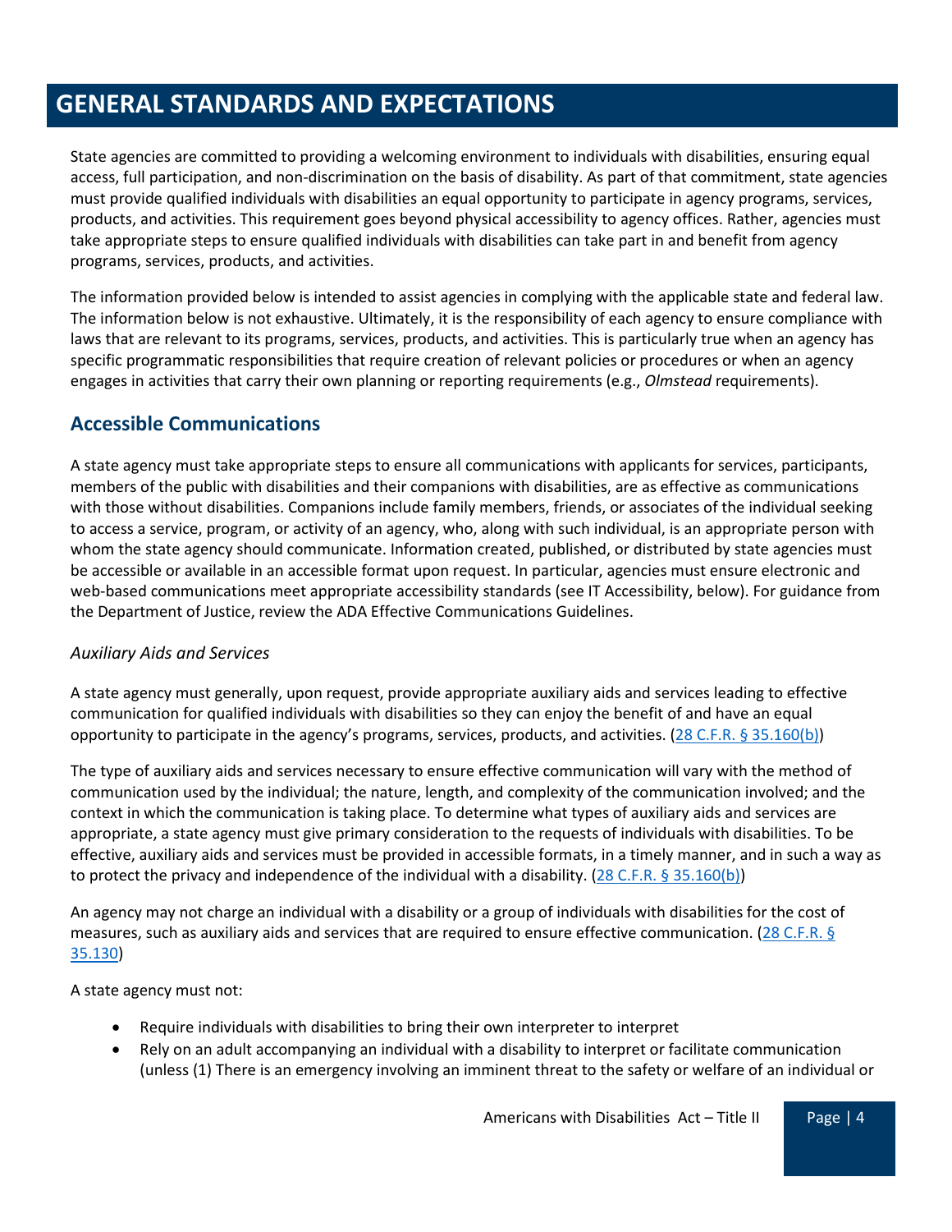# GENERAL STANDARDS AND EXPECTATIONS

State agencies are committed to providing a welcoming environment to individuals with disabilities, ensuring equal access, full participation, and non-discrimination on the basis of disability. As part of that commitment, state agencies must provide qualified individuals with disabilities an equal opportunity to participate in agency programs, services, products, and activities. This requirement goes beyond physical accessibility to agency offices. Rather, agencies must take appropriate steps to ensure qualified individuals with disabilities can take part in and benefit from agency programs, services, products, and activities.

The information provided below is intended to assist agencies in complying with the applicable state and federal law. The information below is not exhaustive. Ultimately, it is the responsibility of each agency to ensure compliance with laws that are relevant to its programs, services, products, and activities. This is particularly true when an agency has specific programmatic responsibilities that require creation of relevant policies or procedures or when an agency engages in activities that carry their own planning or reporting requirements (e.g., *Olmstead* requirements).

## Accessible Communications

A state agency must take appropriate steps to ensure all communications with applicants for services, participants, members of the public with disabilities and their companions with disabilities, are as effective as communications with those without disabilities. Companions include family members, friends, or associates of the individual seeking to access a service, program, or activity of an agency, who, along with such individual, is an appropriate person with whom the state agency should communicate. Information created, published, or distributed by state agencies must be accessible or available in an accessible format upon request. In particular, agencies must ensure electronic and web-based communications meet appropriate accessibility standards (see IT Accessibility, below). For guidance from the Department of Justice, review the ADA Effective Communications Guidelines.

### *Auxiliary Aids and Services*

A state agency must generally, upon request, provide appropriate auxiliary aids and services leading to effective communication for qualified individuals with disabilities so they can enjoy the benefit of and have an equal opportunity to participate in the agency's programs, services, products, and activities. (28 C.F.R. § 35.160(b))

The type of auxiliary aids and services necessary to ensure effective communication will vary with the method of communication used by the individual; the nature, length, and complexity of the communication involved; and the context in which the communication is taking place. To determine what types of auxiliary aids and services are appropriate, a state agency must give primary consideration to the requests of individuals with disabilities. To be effective, auxiliary aids and services must be provided in accessible formats, in a timely manner, and in such a way as to protect the privacy and independence of the individual with a disability. (28 C.F.R. § 35.160(b))

An agency may not charge an individual with a disability or a group of individuals with disabilities for the cost of measures, such as auxiliary aids and services that are required to ensure effective communication. (28 C.F.R. § 35.130)

A state agency must not:

- Require individuals with disabilities to bring their own interpreter to interpret
- Rely on an adult accompanying an individual with a disability to interpret or facilitate communication (unless (1) There is an emergency involving an imminent threat to the safety or welfare of an individual or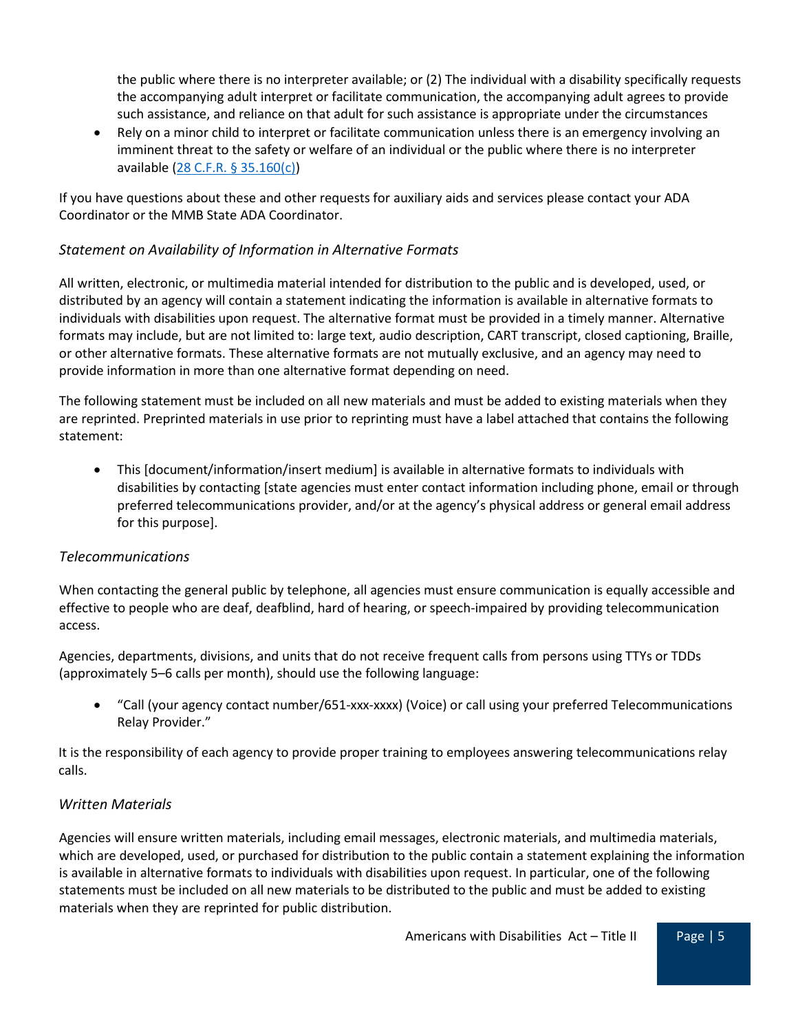the public where there is no interpreter available; or (2) The individual with a disability specifically requests the accompanying adult interpret or facilitate communication, the accompanying adult agrees to provide such assistance, and reliance on that adult for such assistance is appropriate under the circumstances

- Rely on a minor child to interpret or facilitate communication unless there is an emergency involving an imminent threat to the safety or welfare of an individual or the public where there is no interpreter available ([28 C.F.R. § 35.160(c)](28 C.F.R. § 35.160(c)))

If you have questions about these and other requests for auxiliary aids and services please contact your ADA Coordinator or the MMB State ADA Coordinator.

### *Statement on Availability of Information in Alternative Formats*

All written, electronic, or multimedia material intended for distribution to the public and is developed, used, or distributed by an agency will contain a statement indicating the information is available in alternative formats to individuals with disabilities upon request. The alternative format must be provided in a timely manner. Alternative formats may include, but are not limited to: large text, audio description, CART transcript, closed captioning, Braille, or other alternative formats. These alternative formats are not mutually exclusive, and an agency may need to provide information in more than one alternative format depending on need.

The following statement must be included on all new materials and must be added to existing materials when they are reprinted. Preprinted materials in use prior to reprinting must have a label attached that contains the following statement:

- This [document/information/insert medium] is available in alternative formats to individuals with disabilities by contacting [state agencies must enter contact information including phone, email or through preferred telecommunications provider, and/or at the agency's physical address or general email address for this purpose].

### *Telecommunications*

When contacting the general public by telephone, all agencies must ensure communication is equally accessible and effective to people who are deaf, deafblind, hard of hearing, or speech-impaired by providing telecommunication access.

Agencies, departments, divisions, and units that do not receive frequent calls from persons using TTYs or TDDs (approximately 5–6 calls per month), should use the following language:

- "Call (your agency contact number/651-xxx-xxxx) (Voice) or call using your preferred Telecommunications Relay Provider."

It is the responsibility of each agency to provide proper training to employees answering telecommunications relay calls.

### *Written Materials*

Agencies will ensure written materials, including email messages, electronic materials, and multimedia materials, which are developed, used, or purchased for distribution to the public contain a statement explaining the information is available in alternative formats to individuals with disabilities upon request. In particular, one of the following statements must be included on all new materials to be distributed to the public and must be added to existing materials when they are reprinted for public distribution.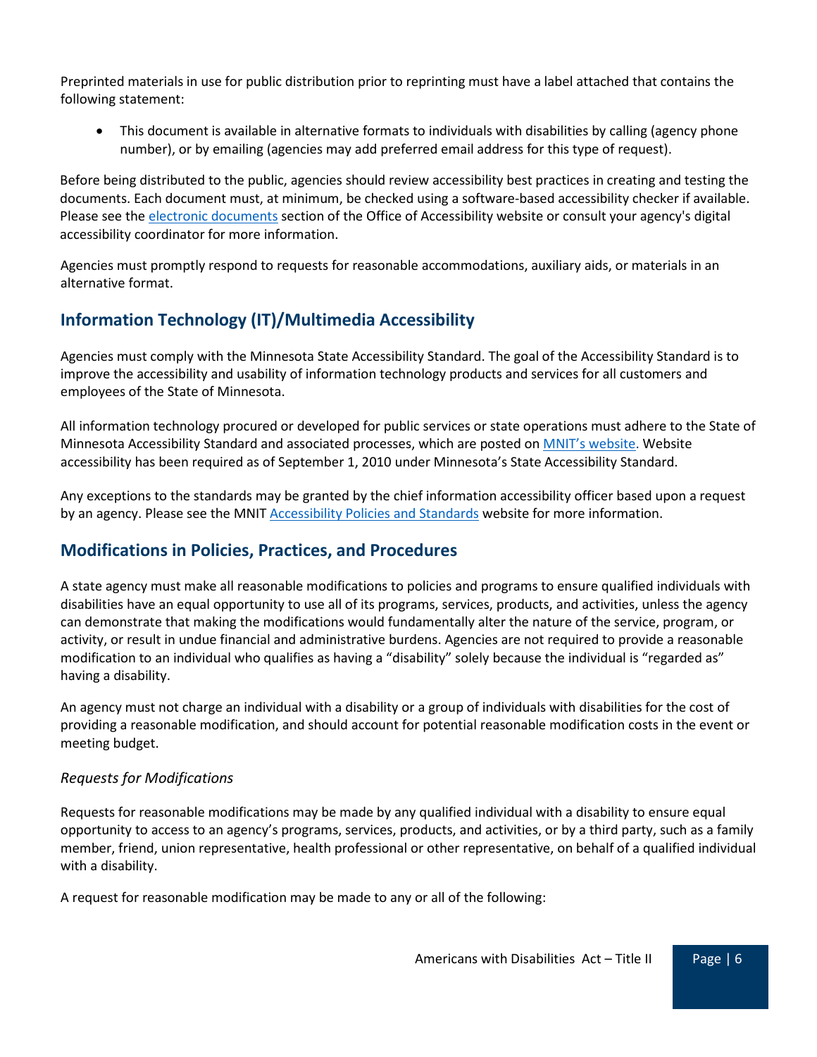Preprinted materials in use for public distribution prior to reprinting must have a label attached that contains the following statement:

- This document is available in alternative formats to individuals with disabilities by calling (agency phone number), or by emailing (agencies may add preferred email address for this type of request).

Before being distributed to the public, agencies should review accessibility best practices in creating and testing the documents. Each document must, at minimum, be checked using a software-based accessibility checker if available. Please see the electronic documents section of the Office of Accessibility website or consult your agency's digital accessibility coordinator for more information.

Agencies must promptly respond to requests for reasonable accommodations, auxiliary aids, or materials in an alternative format.

## Information Technology (IT)/Multimedia Accessibility

Agencies must comply with the Minnesota State Accessibility Standard. The goal of the Accessibility Standard is to improve the accessibility and usability of information technology products and services for all customers and employees of the State of Minnesota.

All information technology procured or developed for public services or state operations must adhere to the State of Minnesota Accessibility Standard and associated processes, which are posted on MNIT's website. Website accessibility has been required as of September 1, 2010 under Minnesota's State Accessibility Standard.

Any exceptions to the standards may be granted by the chief information accessibility officer based upon a request by an agency. Please see the MNIT Accessibility Policies and Standards website for more information.

## Modifications in Policies, Practices, and Procedures

A state agency must make all reasonable modifications to policies and programs to ensure qualified individuals with disabilities have an equal opportunity to use all of its programs, services, products, and activities, unless the agency can demonstrate that making the modifications would fundamentally alter the nature of the service, program, or activity, or result in undue financial and administrative burdens. Agencies are not required to provide a reasonable modification to an individual who qualifies as having a "disability" solely because the individual is "regarded as" having a disability.

An agency must not charge an individual with a disability or a group of individuals with disabilities for the cost of providing a reasonable modification, and should account for potential reasonable modification costs in the event or meeting budget.

*Requests for Modifications*

Requests for reasonable modifications may be made by any qualified individual with a disability to ensure equal opportunity to access to an agency's programs, services, products, and activities, or by a third party, such as a family member, friend, union representative, health professional or other representative, on behalf of a qualified individual with a disability.

A request for reasonable modification may be made to any or all of the following: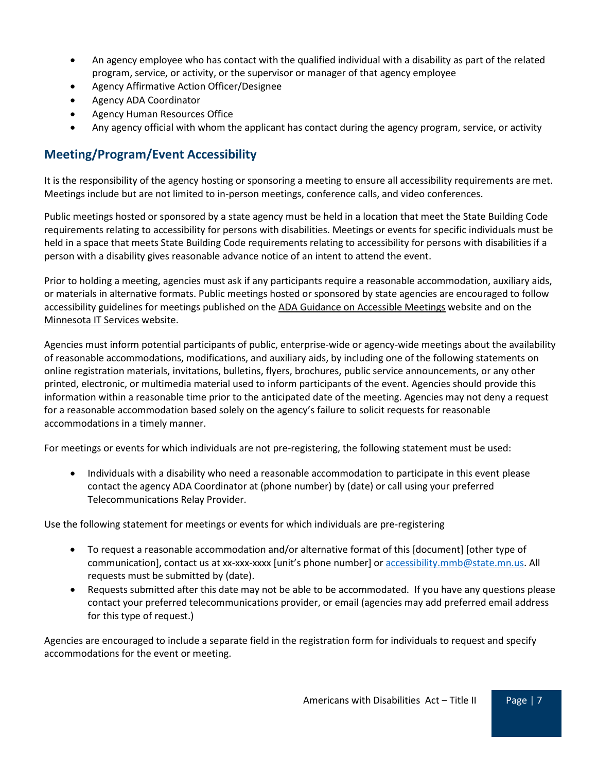- An agency employee who has contact with the qualified individual with a disability as part of the related program, service, or activity, or the supervisor or manager of that agency employee
- Agency Affirmative Action Officer/Designee
- Agency ADA Coordinator
- Agency Human Resources Office
- Any agency official with whom the applicant has contact during the agency program, service, or activity

## Meeting/Program/Event Accessibility

It is the responsibility of the agency hosting or sponsoring a meeting to ensure all accessibility requirements are met. Meetings include but are not limited to in-person meetings, conference calls, and video conferences.

Public meetings hosted or sponsored by a state agency must be held in a location that meet the State Building Code requirements relating to accessibility for persons with disabilities. Meetings or events for specific individuals must be held in a space that meets State Building Code requirements relating to accessibility for persons with disabilities if a person with a disability gives reasonable advance notice of an intent to attend the event.

Prior to holding a meeting, agencies must ask if any participants require a reasonable accommodation, auxiliary aids, or materials in alternative formats. Public meetings hosted or sponsored by state agencies are encouraged to follow accessibility guidelines for meetings published on the ADA Guidance on Accessible Meetings website and on the Minnesota IT Services website.

Agencies must inform potential participants of public, enterprise-wide or agency-wide meetings about the availability of reasonable accommodations, modifications, and auxiliary aids, by including one of the following statements on online registration materials, invitations, bulletins, flyers, brochures, public service announcements, or any other printed, electronic, or multimedia material used to inform participants of the event. Agencies should provide this information within a reasonable time prior to the anticipated date of the meeting. Agencies may not deny a request for a reasonable accommodation based solely on the agency's failure to solicit requests for reasonable accommodations in a timely manner.

For meetings or events for which individuals are not pre-registering, the following statement must be used:

- Individuals with a disability who need a reasonable accommodation to participate in this event please contact the agency ADA Coordinator at (phone number) by (date) or call using your preferred Telecommunications Relay Provider.

Use the following statement for meetings or events for which individuals are pre-registering

- To request a reasonable accommodation and/or alternative format of this [document] [other type of communication], contact us at xx-xxx-xxxx [unit's phone number] or accessibility.mmb@state.mn.us. All requests must be submitted by (date).
- Requests submitted after this date may not be able to be accommodated. If you have any questions please contact your preferred telecommunications provider, or email (agencies may add preferred email address for this type of request.)

Agencies are encouraged to include a separate field in the registration form for individuals to request and specify accommodations for the event or meeting.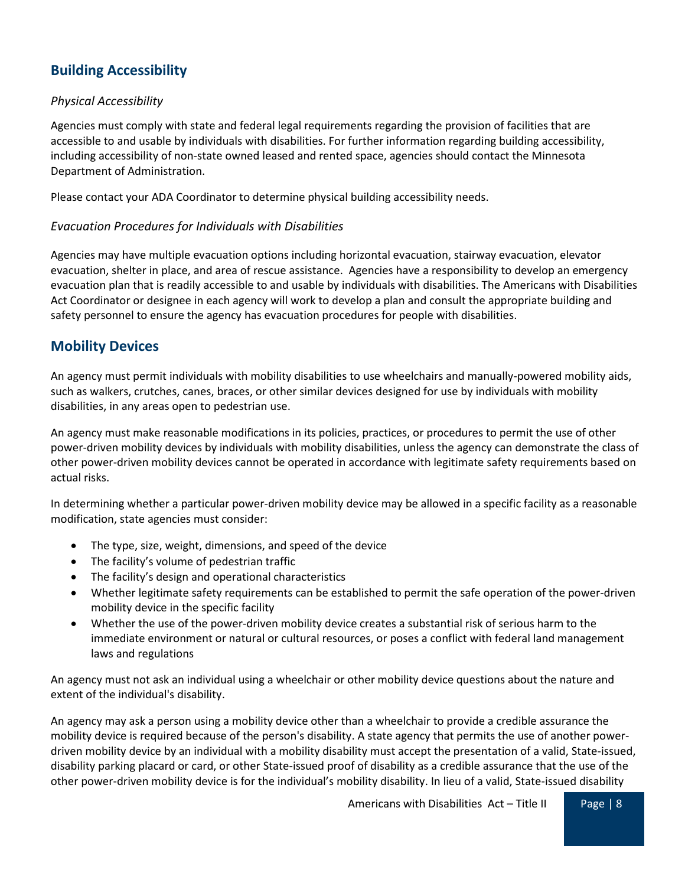## Building Accessibility

### *Physical Accessibility*

Agencies must comply with state and federal legal requirements regarding the provision of facilities that are accessible to and usable by individuals with disabilities. For further information regarding building accessibility, including accessibility of non-state owned leased and rented space, agencies should contact the Minnesota Department of Administration.

Please contact your ADA Coordinator to determine physical building accessibility needs.

### *Evacuation Procedures for Individuals with Disabilities*

Agencies may have multiple evacuation options including horizontal evacuation, stairway evacuation, elevator evacuation, shelter in place, and area of rescue assistance. Agencies have a responsibility to develop an emergency evacuation plan that is readily accessible to and usable by individuals with disabilities. The Americans with Disabilities Act Coordinator or designee in each agency will work to develop a plan and consult the appropriate building and safety personnel to ensure the agency has evacuation procedures for people with disabilities.

## Mobility Devices

An agency must permit individuals with mobility disabilities to use wheelchairs and manually-powered mobility aids, such as walkers, crutches, canes, braces, or other similar devices designed for use by individuals with mobility disabilities, in any areas open to pedestrian use.

An agency must make reasonable modifications in its policies, practices, or procedures to permit the use of other power-driven mobility devices by individuals with mobility disabilities, unless the agency can demonstrate the class of other power-driven mobility devices cannot be operated in accordance with legitimate safety requirements based on actual risks.

In determining whether a particular power-driven mobility device may be allowed in a specific facility as a reasonable modification, state agencies must consider:

- The type, size, weight, dimensions, and speed of the device
- The facility's volume of pedestrian traffic
- The facility's design and operational characteristics
- Whether legitimate safety requirements can be established to permit the safe operation of the power-driven mobility device in the specific facility
- Whether the use of the power-driven mobility device creates a substantial risk of serious harm to the immediate environment or natural or cultural resources, or poses a conflict with federal land management laws and regulations

An agency must not ask an individual using a wheelchair or other mobility device questions about the nature and extent of the individual's disability.

An agency may ask a person using a mobility device other than a wheelchair to provide a credible assurance the mobility device is required because of the person's disability. A state agency that permits the use of another power-driven mobility device by an individual with a mobility disability must accept the presentation of a valid, State-issued, disability parking placard or card, or other State-issued proof of disability as a credible assurance that the use of the other power-driven mobility device is for the individual's mobility disability. In lieu of a valid, State-issued disability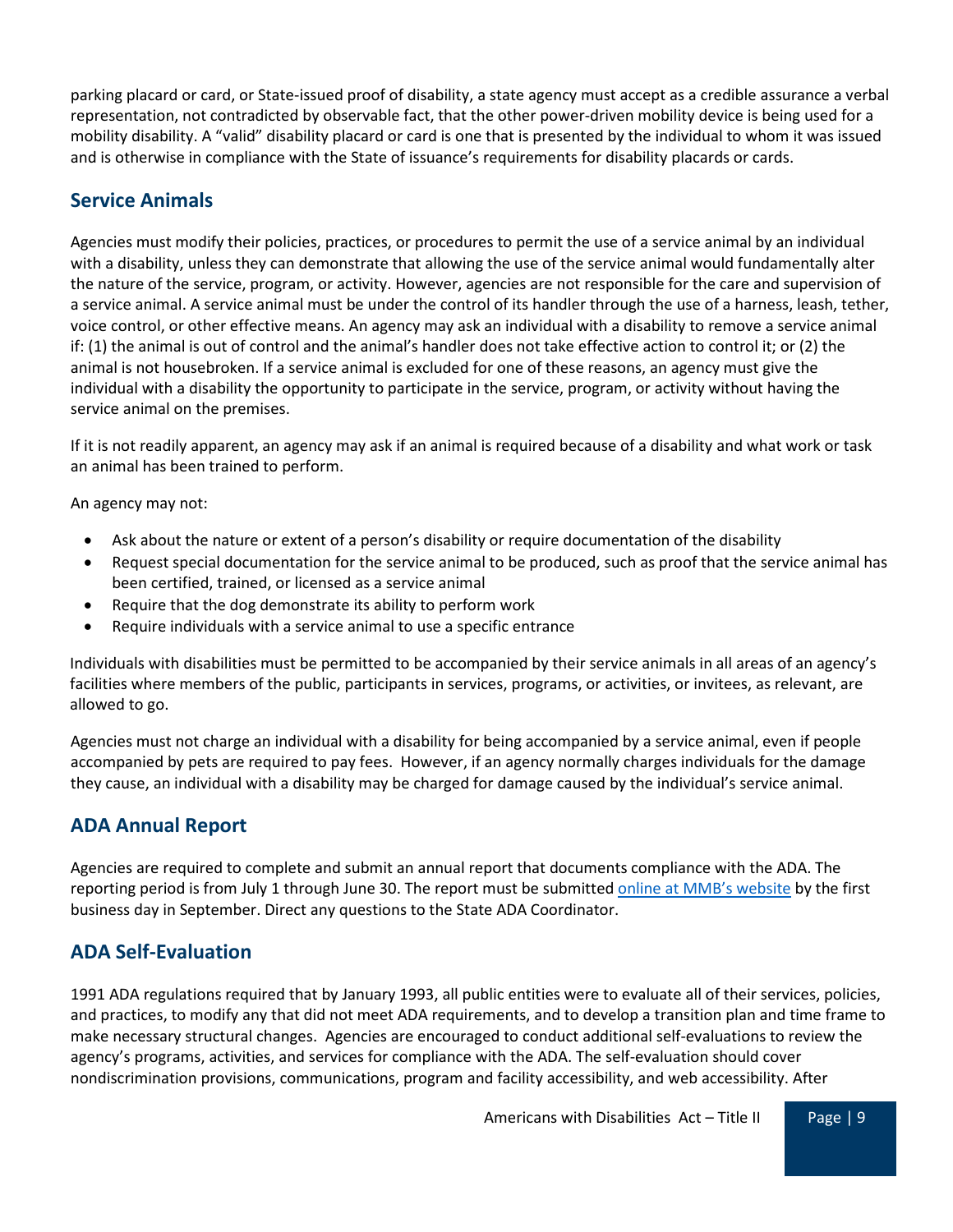parking placard or card, or State-issued proof of disability, a state agency must accept as a credible assurance a verbal representation, not contradicted by observable fact, that the other power-driven mobility device is being used for a mobility disability. A "valid" disability placard or card is one that is presented by the individual to whom it was issued and is otherwise in compliance with the State of issuance's requirements for disability placards or cards.

## Service Animals

Agencies must modify their policies, practices, or procedures to permit the use of a service animal by an individual with a disability, unless they can demonstrate that allowing the use of the service animal would fundamentally alter the nature of the service, program, or activity. However, agencies are not responsible for the care and supervision of a service animal. A service animal must be under the control of its handler through the use of a harness, leash, tether, voice control, or other effective means. An agency may ask an individual with a disability to remove a service animal if: (1) the animal is out of control and the animal's handler does not take effective action to control it; or (2) the animal is not housebroken. If a service animal is excluded for one of these reasons, an agency must give the individual with a disability the opportunity to participate in the service, program, or activity without having the service animal on the premises.

If it is not readily apparent, an agency may ask if an animal is required because of a disability and what work or task an animal has been trained to perform.

An agency may not:

- Ask about the nature or extent of a person's disability or require documentation of the disability
- Request special documentation for the service animal to be produced, such as proof that the service animal has been certified, trained, or licensed as a service animal
- Require that the dog demonstrate its ability to perform work
- Require individuals with a service animal to use a specific entrance

Individuals with disabilities must be permitted to be accompanied by their service animals in all areas of an agency's facilities where members of the public, participants in services, programs, or activities, or invitees, as relevant, are allowed to go.

Agencies must not charge an individual with a disability for being accompanied by a service animal, even if people accompanied by pets are required to pay fees. However, if an agency normally charges individuals for the damage they cause, an individual with a disability may be charged for damage caused by the individual's service animal.

## ADA Annual Report

Agencies are required to complete and submit an annual report that documents compliance with the ADA. The reporting period is from July 1 through June 30. The report must be submitted online at MMB's website by the first business day in September. Direct any questions to the State ADA Coordinator.

## ADA Self-Evaluation

1991 ADA regulations required that by January 1993, all public entities were to evaluate all of their services, policies, and practices, to modify any that did not meet ADA requirements, and to develop a transition plan and time frame to make necessary structural changes. Agencies are encouraged to conduct additional self-evaluations to review the agency's programs, activities, and services for compliance with the ADA. The self-evaluation should cover nondiscrimination provisions, communications, program and facility accessibility, and web accessibility. After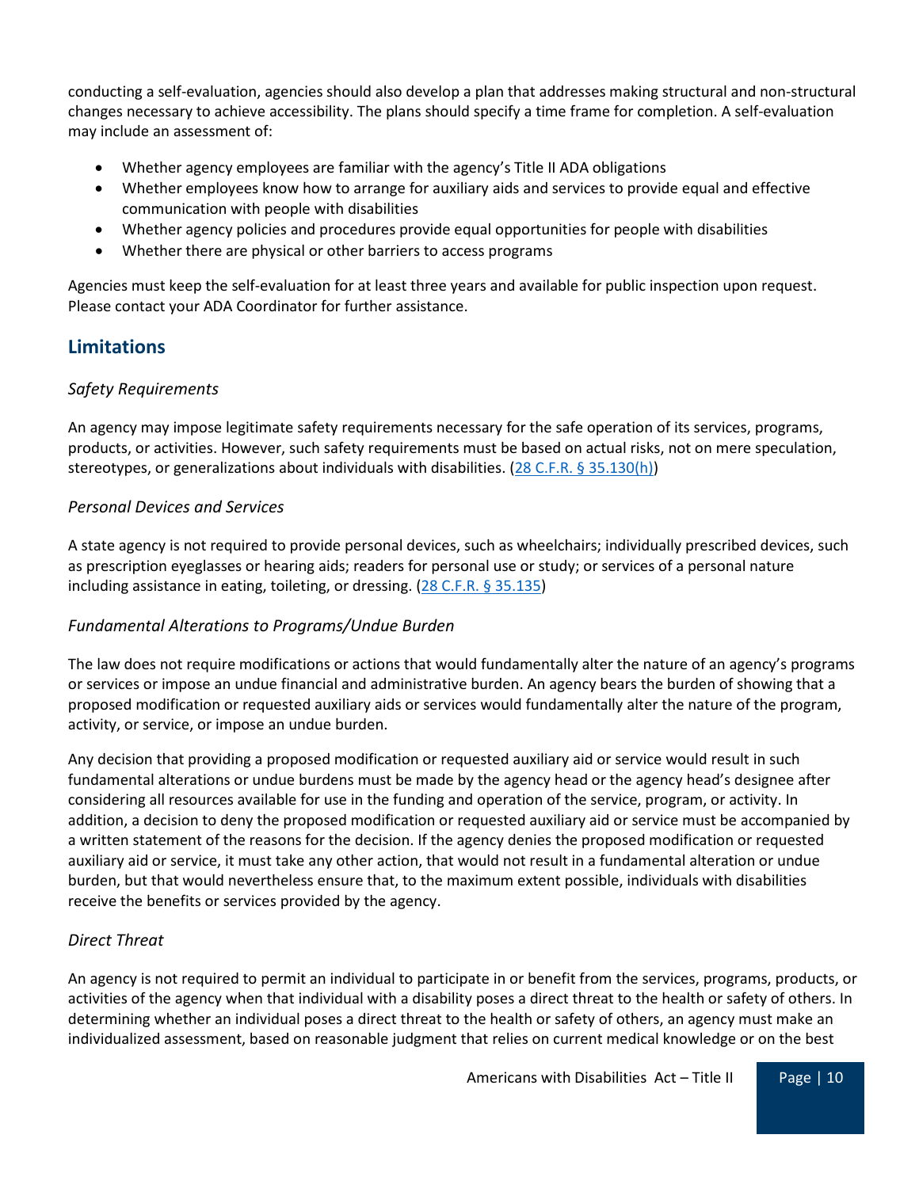conducting a self-evaluation, agencies should also develop a plan that addresses making structural and non-structural changes necessary to achieve accessibility. The plans should specify a time frame for completion. A self-evaluation may include an assessment of:

- Whether agency employees are familiar with the agency's Title II ADA obligations
- Whether employees know how to arrange for auxiliary aids and services to provide equal and effective communication with people with disabilities
- Whether agency policies and procedures provide equal opportunities for people with disabilities
- Whether there are physical or other barriers to access programs

Agencies must keep the self-evaluation for at least three years and available for public inspection upon request. Please contact your ADA Coordinator for further assistance.

## Limitations

### *Safety Requirements*

An agency may impose legitimate safety requirements necessary for the safe operation of its services, programs, products, or activities. However, such safety requirements must be based on actual risks, not on mere speculation, stereotypes, or generalizations about individuals with disabilities. (28 C.F.R. § 35.130(h))

### *Personal Devices and Services*

A state agency is not required to provide personal devices, such as wheelchairs; individually prescribed devices, such as prescription eyeglasses or hearing aids; readers for personal use or study; or services of a personal nature including assistance in eating, toileting, or dressing. (28 C.F.R. § 35.135)

### *Fundamental Alterations to Programs/Undue Burden*

The law does not require modifications or actions that would fundamentally alter the nature of an agency's programs or services or impose an undue financial and administrative burden. An agency bears the burden of showing that a proposed modification or requested auxiliary aids or services would fundamentally alter the nature of the program, activity, or service, or impose an undue burden.

Any decision that providing a proposed modification or requested auxiliary aid or service would result in such fundamental alterations or undue burdens must be made by the agency head or the agency head's designee after considering all resources available for use in the funding and operation of the service, program, or activity. In addition, a decision to deny the proposed modification or requested auxiliary aid or service must be accompanied by a written statement of the reasons for the decision. If the agency denies the proposed modification or requested auxiliary aid or service, it must take any other action, that would not result in a fundamental alteration or undue burden, but that would nevertheless ensure that, to the maximum extent possible, individuals with disabilities receive the benefits or services provided by the agency.

### *Direct Threat*

An agency is not required to permit an individual to participate in or benefit from the services, programs, products, or activities of the agency when that individual with a disability poses a direct threat to the health or safety of others. In determining whether an individual poses a direct threat to the health or safety of others, an agency must make an individualized assessment, based on reasonable judgment that relies on current medical knowledge or on the best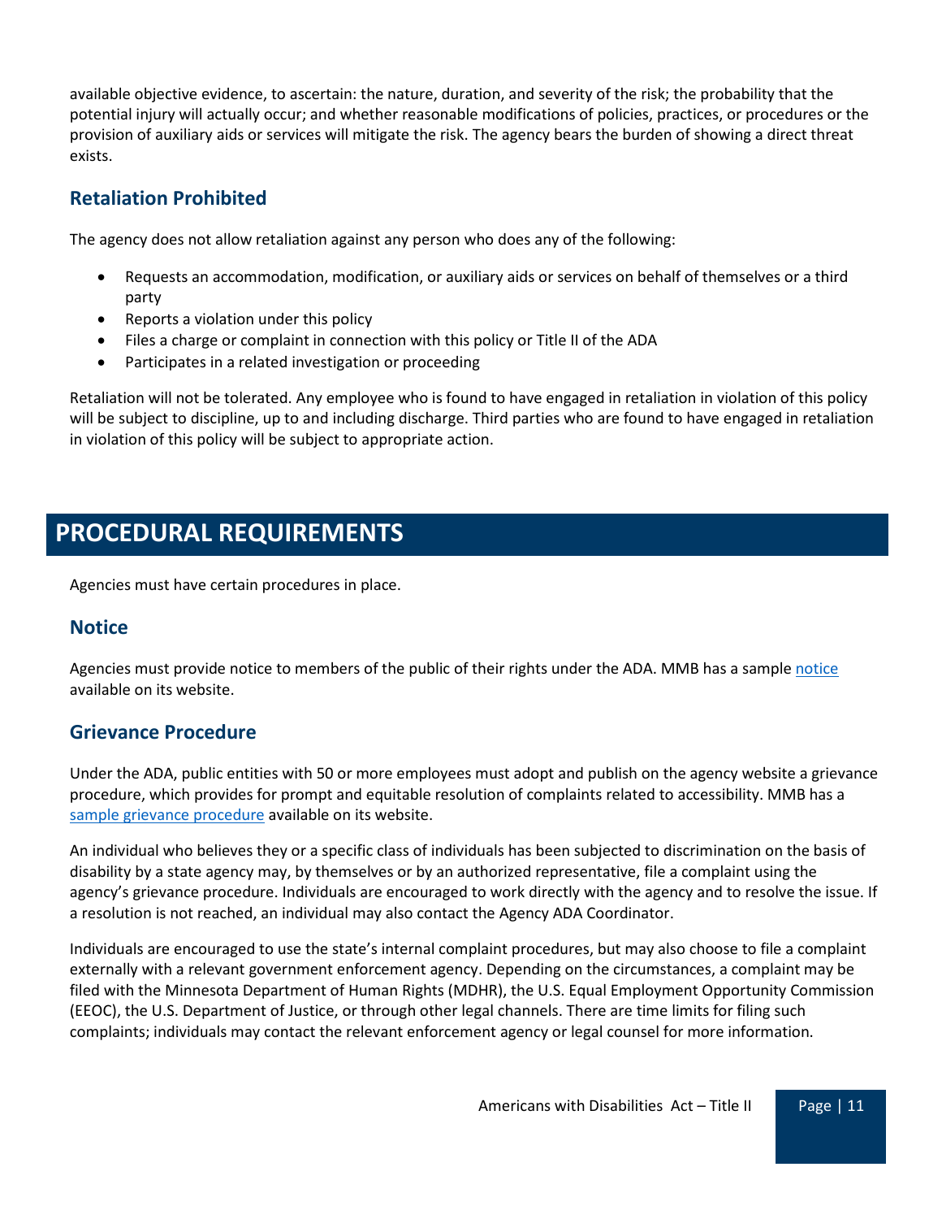available objective evidence, to ascertain: the nature, duration, and severity of the risk; the probability that the potential injury will actually occur; and whether reasonable modifications of policies, practices, or procedures or the provision of auxiliary aids or services will mitigate the risk. The agency bears the burden of showing a direct threat exists.

### Retaliation Prohibited

The agency does not allow retaliation against any person who does any of the following:

- Requests an accommodation, modification, or auxiliary aids or services on behalf of themselves or a third party
- Reports a violation under this policy
- Files a charge or complaint in connection with this policy or Title II of the ADA
- Participates in a related investigation or proceeding

Retaliation will not be tolerated. Any employee who is found to have engaged in retaliation in violation of this policy will be subject to discipline, up to and including discharge. Third parties who are found to have engaged in retaliation in violation of this policy will be subject to appropriate action.

## PROCEDURAL REQUIREMENTS

Agencies must have certain procedures in place.

### Notice

Agencies must provide notice to members of the public of their rights under the ADA. MMB has a sample notice available on its website.

### Grievance Procedure

Under the ADA, public entities with 50 or more employees must adopt and publish on the agency website a grievance procedure, which provides for prompt and equitable resolution of complaints related to accessibility. MMB has a sample grievance procedure available on its website.

An individual who believes they or a specific class of individuals has been subjected to discrimination on the basis of disability by a state agency may, by themselves or by an authorized representative, file a complaint using the agency's grievance procedure. Individuals are encouraged to work directly with the agency and to resolve the issue. If a resolution is not reached, an individual may also contact the Agency ADA Coordinator.

Individuals are encouraged to use the state's internal complaint procedures, but may also choose to file a complaint externally with a relevant government enforcement agency. Depending on the circumstances, a complaint may be filed with the Minnesota Department of Human Rights (MDHR), the U.S. Equal Employment Opportunity Commission (EEOC), the U.S. Department of Justice, or through other legal channels. There are time limits for filing such complaints; individuals may contact the relevant enforcement agency or legal counsel for more information.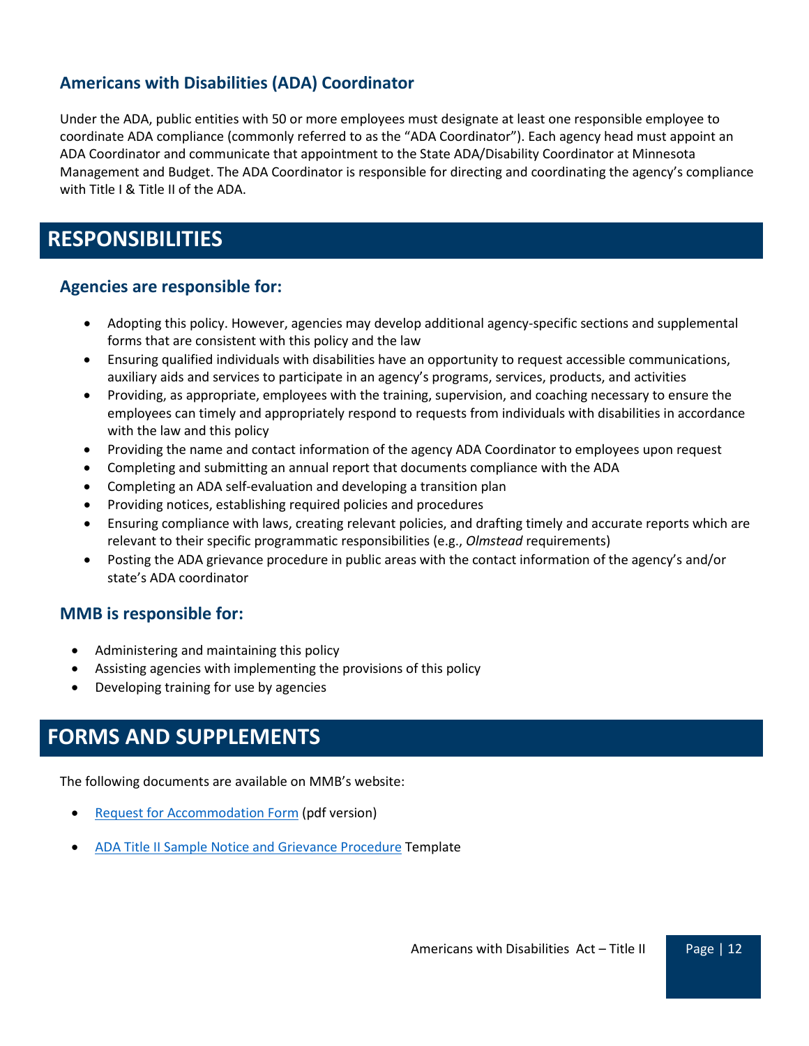### Americans with Disabilities (ADA) Coordinator

Under the ADA, public entities with 50 or more employees must designate at least one responsible employee to coordinate ADA compliance (commonly referred to as the "ADA Coordinator"). Each agency head must appoint an ADA Coordinator and communicate that appointment to the State ADA/Disability Coordinator at Minnesota Management and Budget. The ADA Coordinator is responsible for directing and coordinating the agency's compliance with Title I & Title II of the ADA.

## RESPONSIBILITIES

### Agencies are responsible for:

- Adopting this policy. However, agencies may develop additional agency-specific sections and supplemental forms that are consistent with this policy and the law
- Ensuring qualified individuals with disabilities have an opportunity to request accessible communications, auxiliary aids and services to participate in an agency's programs, services, products, and activities
- Providing, as appropriate, employees with the training, supervision, and coaching necessary to ensure the employees can timely and appropriately respond to requests from individuals with disabilities in accordance with the law and this policy
- Providing the name and contact information of the agency ADA Coordinator to employees upon request
- Completing and submitting an annual report that documents compliance with the ADA
- Completing an ADA self-evaluation and developing a transition plan
- Providing notices, establishing required policies and procedures
- Ensuring compliance with laws, creating relevant policies, and drafting timely and accurate reports which are relevant to their specific programmatic responsibilities (e.g., *Olmstead* requirements)
- Posting the ADA grievance procedure in public areas with the contact information of the agency's and/or state's ADA coordinator

### MMB is responsible for:

- Administering and maintaining this policy
- Assisting agencies with implementing the provisions of this policy
- Developing training for use by agencies

## FORMS AND SUPPLEMENTS

The following documents are available on MMB's website:

- Request for Accommodation Form (pdf version)
- ADA Title II Sample Notice and Grievance Procedure Template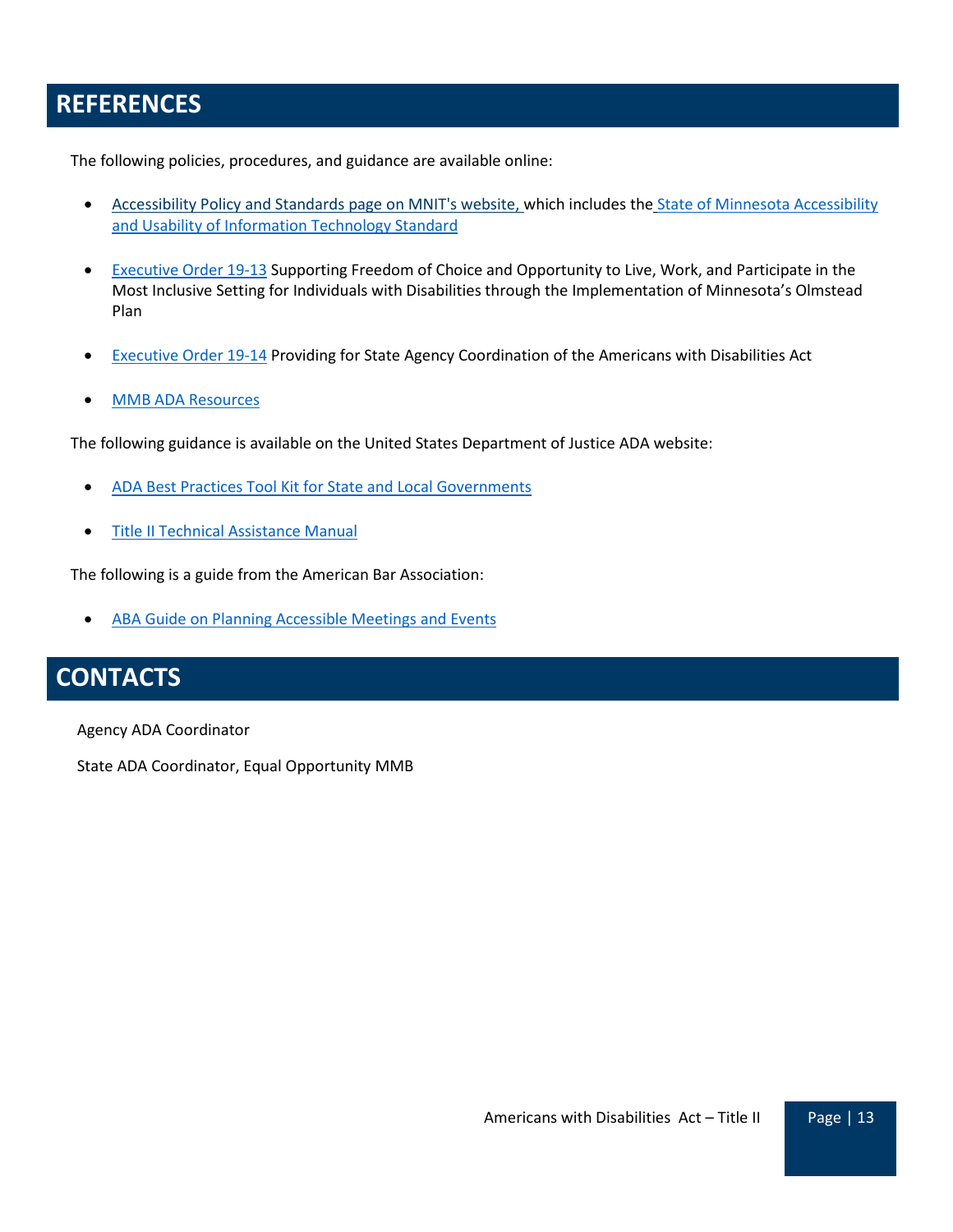## REFERENCES

The following policies, procedures, and guidance are available online:

- Accessibility Policy and Standards page on MNIT's website, which includes the State of Minnesota Accessibility and Usability of Information Technology Standard
- Executive Order 19-13 Supporting Freedom of Choice and Opportunity to Live, Work, and Participate in the Most Inclusive Setting for Individuals with Disabilities through the Implementation of Minnesota's Olmstead Plan
- Executive Order 19-14 Providing for State Agency Coordination of the Americans with Disabilities Act
- MMB ADA Resources

The following guidance is available on the United States Department of Justice ADA website:

- ADA Best Practices Tool Kit for State and Local Governments
- Title II Technical Assistance Manual

The following is a guide from the American Bar Association:

- ABA Guide on Planning Accessible Meetings and Events

## CONTACTS

Agency ADA Coordinator

State ADA Coordinator, Equal Opportunity MMB